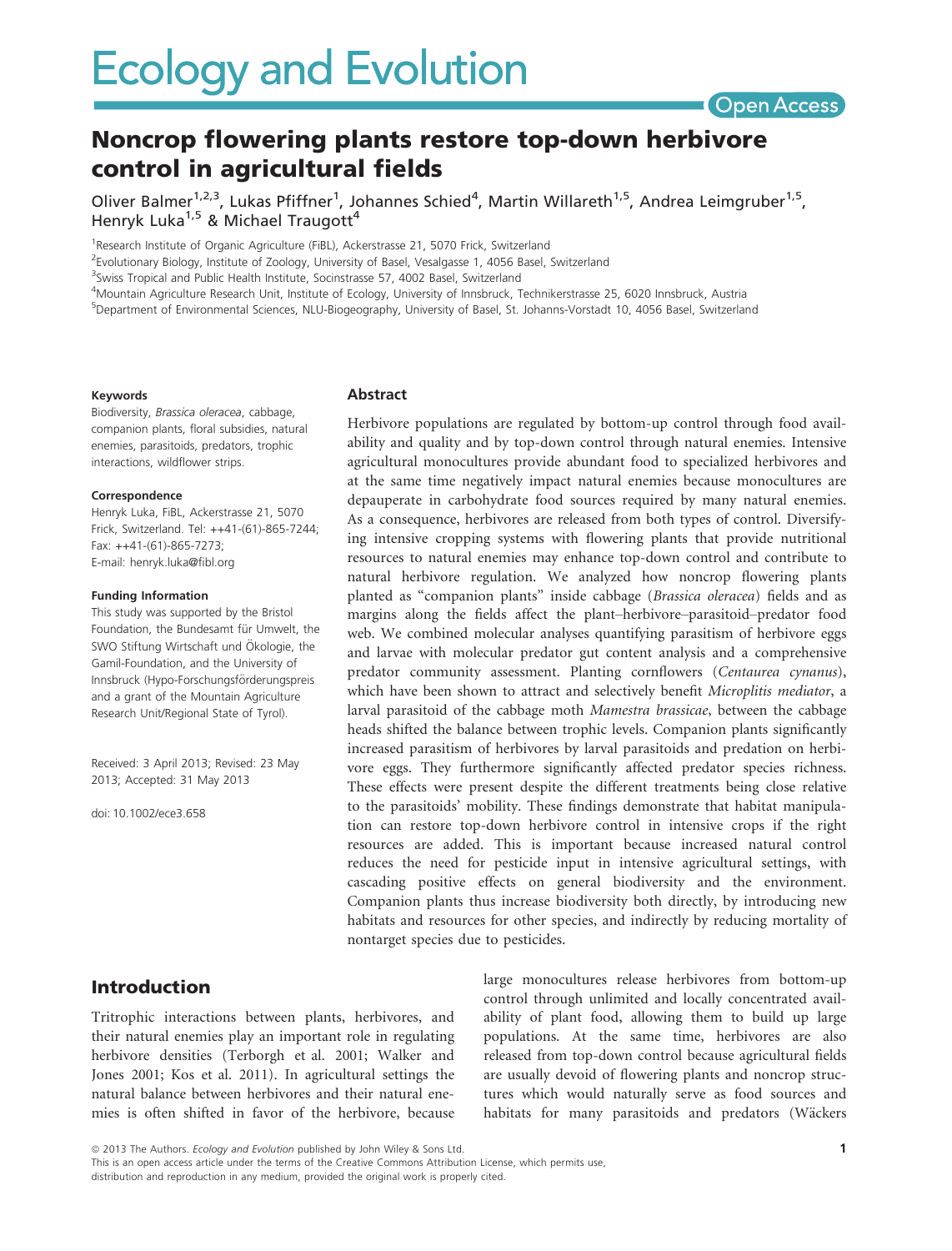# Noncrop flowering plants restore top-down herbivore control in agricultural fields

Oliver Balmer[1,2,3], Lukas Pfiffner[1], Johannes Schied[4], Martin Willareth[1,5], Andrea Leimgruber[1,5], Henryk Luka[1,5] & Michael Traugott[4]

[1]Research Institute of Organic Agriculture (FiBL), Ackerstrasse 21, 5070 Frick, Switzerland
[2]Evolutionary Biology, Institute of Zoology, University of Basel, Vesalgasse 1, 4056 Basel, Switzerland
[3]Swiss Tropical and Public Health Institute, Socinstrasse 57, 4002 Basel, Switzerland
[4]Mountain Agriculture Research Unit, Institute of Ecology, University of Innsbruck, Technikerstrasse 25, 6020 Innsbruck, Austria
[5]Department of Environmental Sciences, NLU-Biogeography, University of Basel, St. Johanns-Vorstadt 10, 4056 Basel, Switzerland

#### Keywords

Biodiversity, *Brassica oleracea*, cabbage, companion plants, floral subsidies, natural enemies, parasitoids, predators, trophic interactions, wildflower strips.

#### Correspondence

Henryk Luka, FiBL, Ackerstrasse 21, 5070 Frick, Switzerland. Tel: ++41-(61)-865-7244; Fax: ++41-(61)-865-7273; E-mail: henryk.luka@fibl.org

#### Funding Information

This study was supported by the Bristol Foundation, the Bundesamt für Umwelt, the SWO Stiftung Wirtschaft und Ökologie, the Gamil-Foundation, and the University of Innsbruck (Hypo-Forschungsförderungspreis and a grant of the Mountain Agriculture Research Unit/Regional State of Tyrol).

Received: 3 April 2013; Revised: 23 May 2013; Accepted: 31 May 2013

doi: 10.1002/ece3.658

## Abstract

Herbivore populations are regulated by bottom-up control through food availability and quality and by top-down control through natural enemies. Intensive agricultural monocultures provide abundant food to specialized herbivores and at the same time negatively impact natural enemies because monocultures are depauperate in carbohydrate food sources required by many natural enemies. As a consequence, herbivores are released from both types of control. Diversifying intensive cropping systems with flowering plants that provide nutritional resources to natural enemies may enhance top-down control and contribute to natural herbivore regulation. We analyzed how noncrop flowering plants planted as "companion plants" inside cabbage (*Brassica oleracea*) fields and as margins along the fields affect the plant–herbivore–parasitoid–predator food web. We combined molecular analyses quantifying parasitism of herbivore eggs and larvae with molecular predator gut content analysis and a comprehensive predator community assessment. Planting cornflowers (*Centaurea cynanus*), which have been shown to attract and selectively benefit *Microplitis mediator*, a larval parasitoid of the cabbage moth *Mamestra brassicae*, between the cabbage heads shifted the balance between trophic levels. Companion plants significantly increased parasitism of herbivores by larval parasitoids and predation on herbivore eggs. They furthermore significantly affected predator species richness. These effects were present despite the different treatments being close relative to the parasitoids' mobility. These findings demonstrate that habitat manipulation can restore top-down herbivore control in intensive crops if the right resources are added. This is important because increased natural control reduces the need for pesticide input in intensive agricultural settings, with cascading positive effects on general biodiversity and the environment. Companion plants thus increase biodiversity both directly, by introducing new habitats and resources for other species, and indirectly by reducing mortality of nontarget species due to pesticides.

## Introduction

Tritrophic interactions between plants, herbivores, and their natural enemies play an important role in regulating herbivore densities (Terborgh et al. 2001; Walker and Jones 2001; Kos et al. 2011). In agricultural settings the natural balance between herbivores and their natural enemies is often shifted in favor of the herbivore, because large monocultures release herbivores from bottom-up control through unlimited and locally concentrated availability of plant food, allowing them to build up large populations. At the same time, herbivores are also released from top-down control because agricultural fields are usually devoid of flowering plants and noncrop structures which would naturally serve as food sources and habitats for many parasitoids and predators (Wäckers

© 2013 The Authors. *Ecology and Evolution* published by John Wiley & Sons Ltd.
This is an open access article under the terms of the Creative Commons Attribution License, which permits use, distribution and reproduction in any medium, provided the original work is properly cited.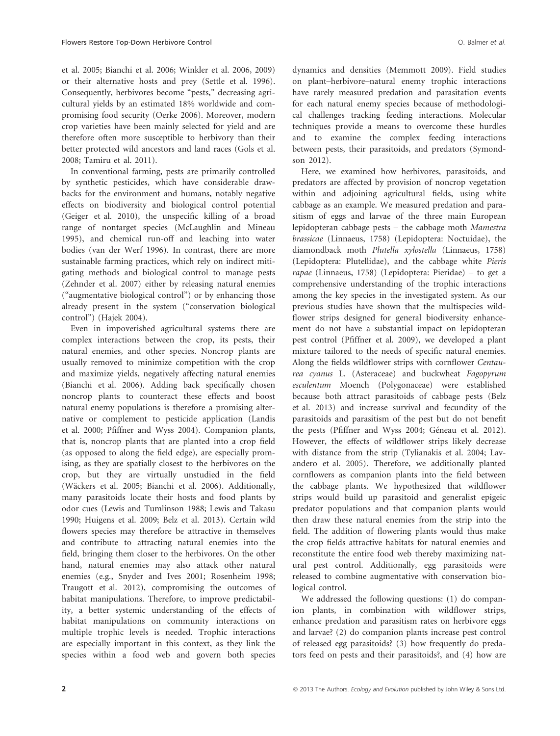et al. 2005; Bianchi et al. 2006; Winkler et al. 2006, 2009) or their alternative hosts and prey (Settle et al. 1996). Consequently, herbivores become "pests," decreasing agricultural yields by an estimated 18% worldwide and compromising food security (Oerke 2006). Moreover, modern crop varieties have been mainly selected for yield and are therefore often more susceptible to herbivory than their better protected wild ancestors and land races (Gols et al. 2008; Tamiru et al. 2011).

In conventional farming, pests are primarily controlled by synthetic pesticides, which have considerable drawbacks for the environment and humans, notably negative effects on biodiversity and biological control potential (Geiger et al. 2010), the unspecific killing of a broad range of nontarget species (McLaughlin and Mineau 1995), and chemical run-off and leaching into water bodies (van der Werf 1996). In contrast, there are more sustainable farming practices, which rely on indirect mitigating methods and biological control to manage pests (Zehnder et al. 2007) either by releasing natural enemies ("augmentative biological control") or by enhancing those already present in the system ("conservation biological control") (Hajek 2004).

Even in impoverished agricultural systems there are complex interactions between the crop, its pests, their natural enemies, and other species. Noncrop plants are usually removed to minimize competition with the crop and maximize yields, negatively affecting natural enemies (Bianchi et al. 2006). Adding back specifically chosen noncrop plants to counteract these effects and boost natural enemy populations is therefore a promising alternative or complement to pesticide application (Landis et al. 2000; Pfiffner and Wyss 2004). Companion plants, that is, noncrop plants that are planted into a crop field (as opposed to along the field edge), are especially promising, as they are spatially closest to the herbivores on the crop, but they are virtually unstudied in the field (Wäckers et al. 2005; Bianchi et al. 2006). Additionally, many parasitoids locate their hosts and food plants by odor cues (Lewis and Tumlinson 1988; Lewis and Takasu 1990; Huigens et al. 2009; Belz et al. 2013). Certain wild flowers species may therefore be attractive in themselves and contribute to attracting natural enemies into the field, bringing them closer to the herbivores. On the other hand, natural enemies may also attack other natural enemies (e.g., Snyder and Ives 2001; Rosenheim 1998; Traugott et al. 2012), compromising the outcomes of habitat manipulations. Therefore, to improve predictability, a better systemic understanding of the effects of habitat manipulations on community interactions on multiple trophic levels is needed. Trophic interactions are especially important in this context, as they link the species within a food web and govern both species dynamics and densities (Memmott 2009). Field studies on plant–herbivore–natural enemy trophic interactions have rarely measured predation and parasitation events for each natural enemy species because of methodological challenges tracking feeding interactions. Molecular techniques provide a means to overcome these hurdles and to examine the complex feeding interactions between pests, their parasitoids, and predators (Symondson 2012).

Here, we examined how herbivores, parasitoids, and predators are affected by provision of noncrop vegetation within and adjoining agricultural fields, using white cabbage as an example. We measured predation and parasitism of eggs and larvae of the three main European lepidopteran cabbage pests – the cabbage moth *Mamestra brassicae* (Linnaeus, 1758) (Lepidoptera: Noctuidae), the diamondback moth *Plutella xylostella* (Linnaeus, 1758) (Lepidoptera: Plutellidae), and the cabbage white *Pieris rapae* (Linnaeus, 1758) (Lepidoptera: Pieridae) – to get a comprehensive understanding of the trophic interactions among the key species in the investigated system. As our previous studies have shown that the multispecies wildflower strips designed for general biodiversity enhancement do not have a substantial impact on lepidopteran pest control (Pfiffner et al. 2009), we developed a plant mixture tailored to the needs of specific natural enemies. Along the fields wildflower strips with cornflower *Centaurea cyanus* L. (Asteraceae) and buckwheat *Fagopyrum esculentum* Moench (Polygonaceae) were established because both attract parasitoids of cabbage pests (Belz et al. 2013) and increase survival and fecundity of the parasitoids and parasitism of the pest but do not benefit the pests (Pfiffner and Wyss 2004; Géneau et al. 2012). However, the effects of wildflower strips likely decrease with distance from the strip (Tylianakis et al. 2004; Lavandero et al. 2005). Therefore, we additionally planted cornflowers as companion plants into the field between the cabbage plants. We hypothesized that wildflower strips would build up parasitoid and generalist epigeic predator populations and that companion plants would then draw these natural enemies from the strip into the field. The addition of flowering plants would thus make the crop fields attractive habitats for natural enemies and reconstitute the entire food web thereby maximizing natural pest control. Additionally, egg parasitoids were released to combine augmentative with conservation biological control.

We addressed the following questions: (1) do companion plants, in combination with wildflower strips, enhance predation and parasitism rates on herbivore eggs and larvae? (2) do companion plants increase pest control of released egg parasitoids? (3) how frequently do predators feed on pests and their parasitoids?, and (4) how are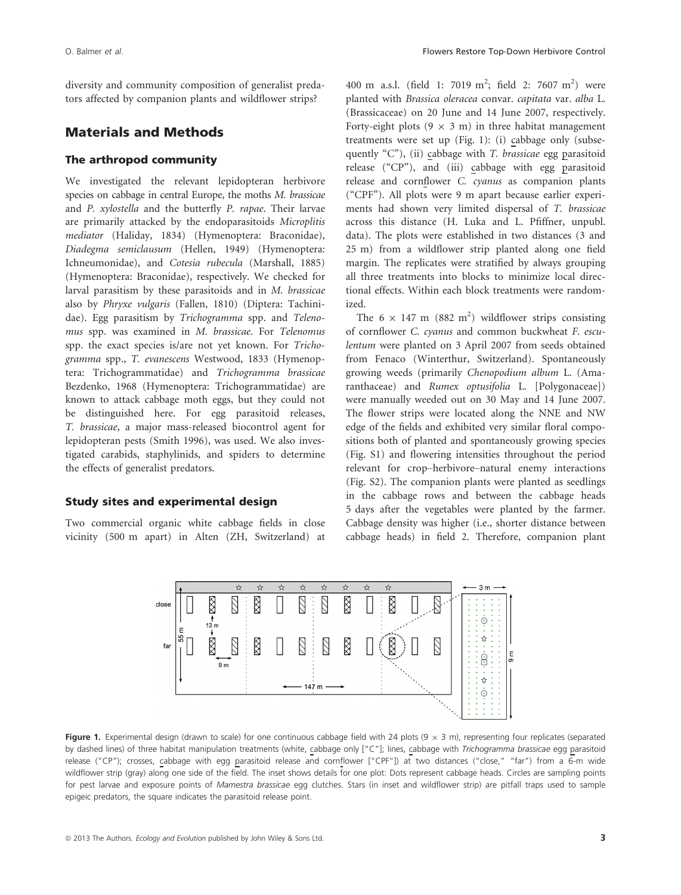diversity and community composition of generalist predators affected by companion plants and wildflower strips?

## Materials and Methods

### The arthropod community

We investigated the relevant lepidopteran herbivore species on cabbage in central Europe, the moths *M. brassicae* and *P. xylostella* and the butterfly *P. rapae*. Their larvae are primarily attacked by the endoparasitoids *Microplitis mediator* (Haliday, 1834) (Hymenoptera: Braconidae), *Diadegma semiclausum* (Hellen, 1949) (Hymenoptera: Ichneumonidae), and *Cotesia rubecula* (Marshall, 1885) (Hymenoptera: Braconidae), respectively. We checked for larval parasitism by these parasitoids and in *M. brassicae* also by *Phryxe vulgaris* (Fallen, 1810) (Diptera: Tachinidae). Egg parasitism by *Trichogramma* spp. and *Telenomus* spp. was examined in *M. brassicae*. For *Telenomus* spp. the exact species is/are not yet known. For *Trichogramma* spp., *T. evanescens* Westwood, 1833 (Hymenoptera: Trichogrammatidae) and *Trichogramma brassicae* Bezdenko, 1968 (Hymenoptera: Trichogrammatidae) are known to attack cabbage moth eggs, but they could not be distinguished here. For egg parasitoid releases, *T. brassicae*, a major mass-released biocontrol agent for lepidopteran pests (Smith 1996), was used. We also investigated carabids, staphylinids, and spiders to determine the effects of generalist predators.

### Study sites and experimental design

Two commercial organic white cabbage fields in close vicinity (500 m apart) in Alten (ZH, Switzerland) at 400 m a.s.l. (field 1: 7019 $m^2$; field 2: 7607 $m^2$) were planted with *Brassica oleracea* convar. *capitata* var. *alba* L. (Brassicaceae) on 20 June and 14 June 2007, respectively. Forty-eight plots (9 × 3 m) in three habitat management treatments were set up (Fig. 1): (i) cabbage only (subsequently "C"), (ii) cabbage with *T. brassicae* egg parasitoid release ("CP"), and (iii) cabbage with egg parasitoid release and cornflower *C. cyanus* as companion plants ("CPF"). All plots were 9 m apart because earlier experiments had shown very limited dispersal of *T. brassicae* across this distance (H. Luka and L. Pfiffner, unpubl. data). The plots were established in two distances (3 and 25 m) from a wildflower strip planted along one field margin. The replicates were stratified by always grouping all three treatments into blocks to minimize local directional effects. Within each block treatments were randomized.

The 6 × 147 m (882 $m^2$) wildflower strips consisting of cornflower *C. cyanus* and common buckwheat *F. esculentum* were planted on 3 April 2007 from seeds obtained from Fenaco (Winterthur, Switzerland). Spontaneously growing weeds (primarily *Chenopodium album* L. (Amaranthaceae) and *Rumex optusifolia* L. [Polygonaceae]) were manually weeded out on 30 May and 14 June 2007. The flower strips were located along the NNE and NW edge of the fields and exhibited very similar floral compositions both of planted and spontaneously growing species (Fig. S1) and flowering intensities throughout the period relevant for crop–herbivore–natural enemy interactions (Fig. S2). The companion plants were planted as seedlings in the cabbage rows and between the cabbage heads 5 days after the vegetables were planted by the farmer. Cabbage density was higher (i.e., shorter distance between cabbage heads) in field 2. Therefore, companion plant

Figure 1. Experimental design (drawn to scale) for one continuous cabbage field with 24 plots (9 × 3 m), representing four replicates (separated by dashed lines) of three habitat manipulation treatments (white, cabbage only ["C"]; lines, cabbage with *Trichogramma brassicae* egg parasitoid release ("CP"); crosses, cabbage with egg parasitoid release and cornflower ["CPF"]) at two distances ("close," "far") from a 6-m wide wildflower strip (gray) along one side of the field. The inset shows details for one plot: Dots represent cabbage heads. Circles are sampling points for pest larvae and exposure points of *Mamestra brassicae* egg clutches. Stars (in inset and wildflower strip) are pitfall traps used to sample epigeic predators, the square indicates the parasitoid release point.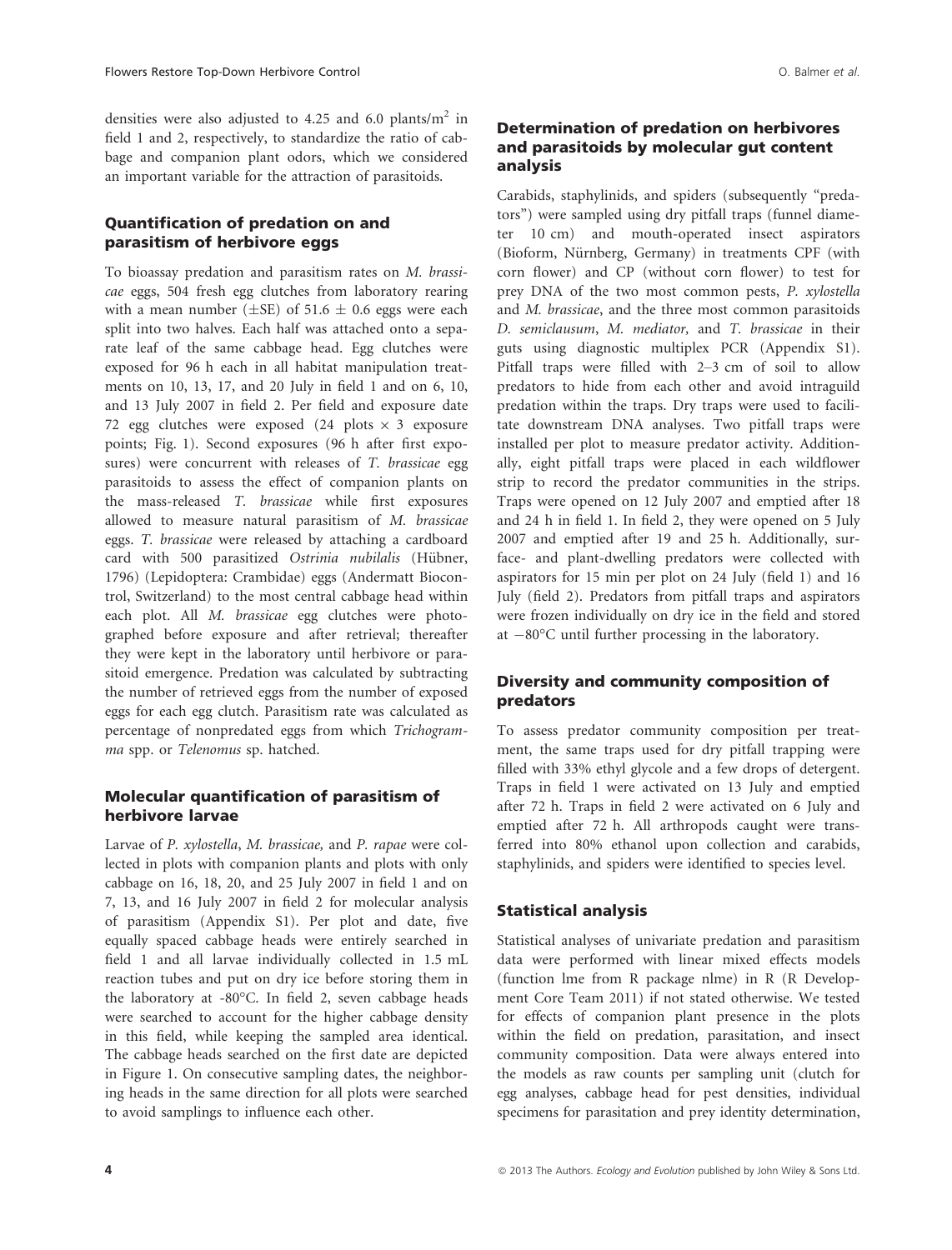densities were also adjusted to 4.25 and 6.0 plants/m$^2$ in field 1 and 2, respectively, to standardize the ratio of cabbage and companion plant odors, which we considered an important variable for the attraction of parasitoids.

### Quantification of predation on and parasitism of herbivore eggs

To bioassay predation and parasitism rates on *M. brassicae* eggs, 504 fresh egg clutches from laboratory rearing with a mean number ($\pm$SE) of 51.6 $\pm$ 0.6 eggs were each split into two halves. Each half was attached onto a separate leaf of the same cabbage head. Egg clutches were exposed for 96 h each in all habitat manipulation treatments on 10, 13, 17, and 20 July in field 1 and on 6, 10, and 13 July 2007 in field 2. Per field and exposure date 72 egg clutches were exposed (24 plots $\times$ 3 exposure points; Fig. 1). Second exposures (96 h after first exposures) were concurrent with releases of *T. brassicae* egg parasitoids to assess the effect of companion plants on the mass-released *T. brassicae* while first exposures allowed to measure natural parasitism of *M. brassicae* eggs. *T. brassicae* were released by attaching a cardboard card with 500 parasitized *Ostrinia nubilalis* (Hübner, 1796) (Lepidoptera: Crambidae) eggs (Andermatt Biocontrol, Switzerland) to the most central cabbage head within each plot. All *M. brassicae* egg clutches were photographed before exposure and after retrieval; thereafter they were kept in the laboratory until herbivore or parasitoid emergence. Predation was calculated by subtracting the number of retrieved eggs from the number of exposed eggs for each egg clutch. Parasitism rate was calculated as percentage of nonpredated eggs from which *Trichogramma* spp. or *Telenomus* sp. hatched.

### Molecular quantification of parasitism of herbivore larvae

Larvae of *P. xylostella*, *M. brassicae,* and *P. rapae* were collected in plots with companion plants and plots with only cabbage on 16, 18, 20, and 25 July 2007 in field 1 and on 7, 13, and 16 July 2007 in field 2 for molecular analysis of parasitism (Appendix S1). Per plot and date, five equally spaced cabbage heads were entirely searched in field 1 and all larvae individually collected in 1.5 mL reaction tubes and put on dry ice before storing them in the laboratory at -80°C. In field 2, seven cabbage heads were searched to account for the higher cabbage density in this field, while keeping the sampled area identical. The cabbage heads searched on the first date are depicted in Figure 1. On consecutive sampling dates, the neighboring heads in the same direction for all plots were searched to avoid samplings to influence each other.

### Determination of predation on herbivores and parasitoids by molecular gut content analysis

Carabids, staphylinids, and spiders (subsequently "predators") were sampled using dry pitfall traps (funnel diameter 10 cm) and mouth-operated insect aspirators (Bioform, Nürnberg, Germany) in treatments CPF (with corn flower) and CP (without corn flower) to test for prey DNA of the two most common pests, *P. xylostella* and *M. brassicae*, and the three most common parasitoids *D. semiclausum*, *M. mediator,* and *T. brassicae* in their guts using diagnostic multiplex PCR (Appendix S1). Pitfall traps were filled with 2–3 cm of soil to allow predators to hide from each other and avoid intraguild predation within the traps. Dry traps were used to facilitate downstream DNA analyses. Two pitfall traps were installed per plot to measure predator activity. Additionally, eight pitfall traps were placed in each wildflower strip to record the predator communities in the strips. Traps were opened on 12 July 2007 and emptied after 18 and 24 h in field 1. In field 2, they were opened on 5 July 2007 and emptied after 19 and 25 h. Additionally, surface- and plant-dwelling predators were collected with aspirators for 15 min per plot on 24 July (field 1) and 16 July (field 2). Predators from pitfall traps and aspirators were frozen individually on dry ice in the field and stored at $-80$°C until further processing in the laboratory.

### Diversity and community composition of predators

To assess predator community composition per treatment, the same traps used for dry pitfall trapping were filled with 33% ethyl glycole and a few drops of detergent. Traps in field 1 were activated on 13 July and emptied after 72 h. Traps in field 2 were activated on 6 July and emptied after 72 h. All arthropods caught were transferred into 80% ethanol upon collection and carabids, staphylinids, and spiders were identified to species level.

### Statistical analysis

Statistical analyses of univariate predation and parasitism data were performed with linear mixed effects models (function lme from R package nlme) in R (R Development Core Team 2011) if not stated otherwise. We tested for effects of companion plant presence in the plots within the field on predation, parasitation, and insect community composition. Data were always entered into the models as raw counts per sampling unit (clutch for egg analyses, cabbage head for pest densities, individual specimens for parasitation and prey identity determination,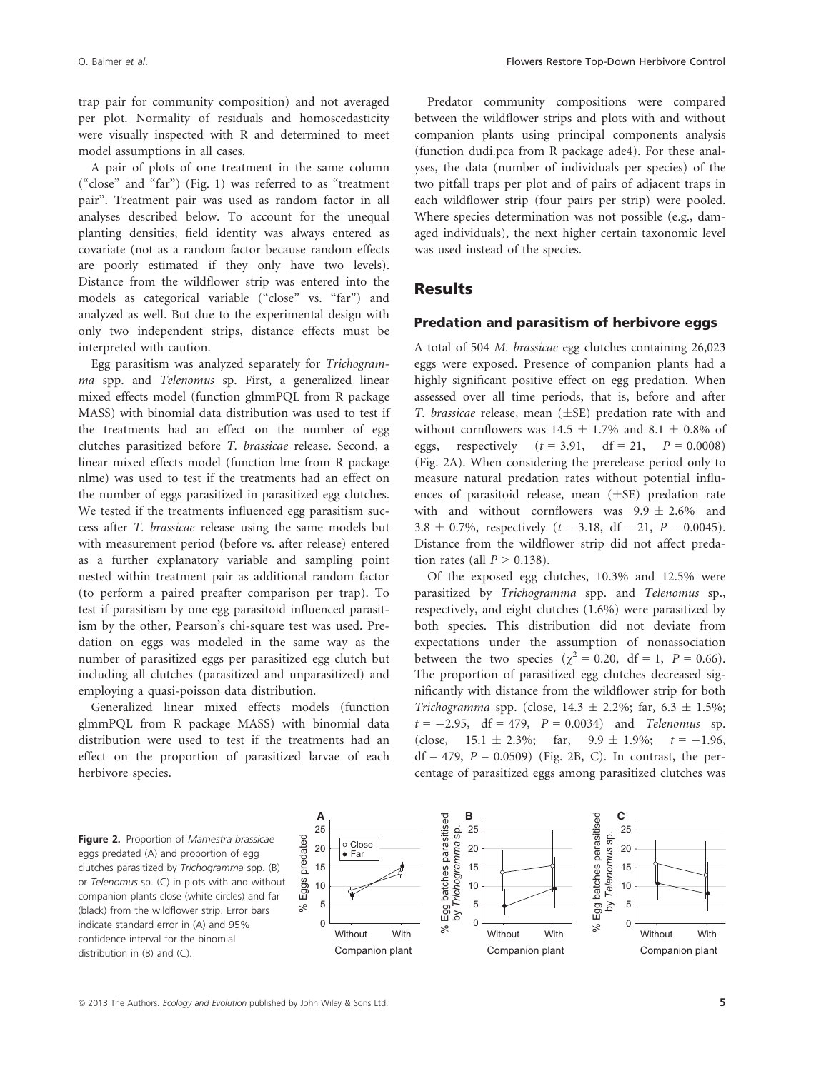trap pair for community composition) and not averaged per plot. Normality of residuals and homoscedasticity were visually inspected with R and determined to meet model assumptions in all cases.

A pair of plots of one treatment in the same column ("close" and "far") (Fig. 1) was referred to as "treatment pair". Treatment pair was used as random factor in all analyses described below. To account for the unequal planting densities, field identity was always entered as covariate (not as a random factor because random effects are poorly estimated if they only have two levels). Distance from the wildflower strip was entered into the models as categorical variable ("close" vs. "far") and analyzed as well. But due to the experimental design with only two independent strips, distance effects must be interpreted with caution.

Egg parasitism was analyzed separately for *Trichogramma* spp. and *Telenomus* sp. First, a generalized linear mixed effects model (function glmmPQL from R package MASS) with binomial data distribution was used to test if the treatments had an effect on the number of egg clutches parasitized before *T. brassicae* release. Second, a linear mixed effects model (function lme from R package nlme) was used to test if the treatments had an effect on the number of eggs parasitized in parasitized egg clutches. We tested if the treatments influenced egg parasitism success after *T. brassicae* release using the same models but with measurement period (before vs. after release) entered as a further explanatory variable and sampling point nested within treatment pair as additional random factor (to perform a paired preafter comparison per trap). To test if parasitism by one egg parasitoid influenced parasitism by the other, Pearson's chi-square test was used. Predation on eggs was modeled in the same way as the number of parasitized eggs per parasitized egg clutch but including all clutches (parasitized and unparasitized) and employing a quasi-poisson data distribution.

Generalized linear mixed effects models (function glmmPQL from R package MASS) with binomial data distribution were used to test if the treatments had an effect on the proportion of parasitized larvae of each herbivore species.

Predator community compositions were compared between the wildflower strips and plots with and without companion plants using principal components analysis (function dudi.pca from R package ade4). For these analyses, the data (number of individuals per species) of the two pitfall traps per plot and of pairs of adjacent traps in each wildflower strip (four pairs per strip) were pooled. Where species determination was not possible (e.g., damaged individuals), the next higher certain taxonomic level was used instead of the species.

## Results

### Predation and parasitism of herbivore eggs

A total of 504 *M. brassicae* egg clutches containing 26,023 eggs were exposed. Presence of companion plants had a highly significant positive effect on egg predation. When assessed over all time periods, that is, before and after *T. brassicae* release, mean ($\pm$SE) predation rate with and without cornflowers was $14.5 \pm 1.7\%$ and $8.1 \pm 0.8\%$ of eggs, respectively ($t = 3.91$, df = 21, $P = 0.0008$) (Fig. 2A). When considering the prerelease period only to measure natural predation rates without potential influences of parasitoid release, mean ($\pm$SE) predation rate with and without cornflowers was $9.9 \pm 2.6\%$ and $3.8 \pm 0.7\%$, respectively ($t = 3.18$, df = 21, $P = 0.0045$). Distance from the wildflower strip did not affect predation rates (all $P > 0.138$).

Of the exposed egg clutches, 10.3% and 12.5% were parasitized by *Trichogramma* spp. and *Telenomus* sp., respectively, and eight clutches (1.6%) were parasitized by both species. This distribution did not deviate from expectations under the assumption of nonassociation between the two species ($\chi^2 = 0.20$, df = 1, $P = 0.66$). The proportion of parasitized egg clutches decreased significantly with distance from the wildflower strip for both *Trichogramma* spp. (close, $14.3 \pm 2.2\%$; far, $6.3 \pm 1.5\%$; $t = -2.95$, df = 479, $P = 0.0034$) and *Telenomus* sp. (close, $15.1 \pm 2.3\%$; far, $9.9 \pm 1.9\%$; $t = -1.96$, df = 479, $P = 0.0509$) (Fig. 2B, C). In contrast, the percentage of parasitized eggs among parasitized clutches was

A
% Eggs predated
25
20
15
10
5
0
○ Close
● Far
Without
With
Companion plant

B
% Egg batches parasitised by *Trichogramma* sp.
25
20
15
10
5
0
Without
With
Companion plant

C
% Egg batches parasitised by *Telenomus* sp.
25
20
15
10
5
0
Without
With
Companion plant

**Figure 2.** Proportion of *Mamestra brassicae* eggs predated (A) and proportion of egg clutches parasitized by *Trichogramma* spp. (B) or *Telenomus* sp. (C) in plots with and without companion plants close (white circles) and far (black) from the wildflower strip. Error bars indicate standard error in (A) and 95% confidence interval for the binomial distribution in (B) and (C).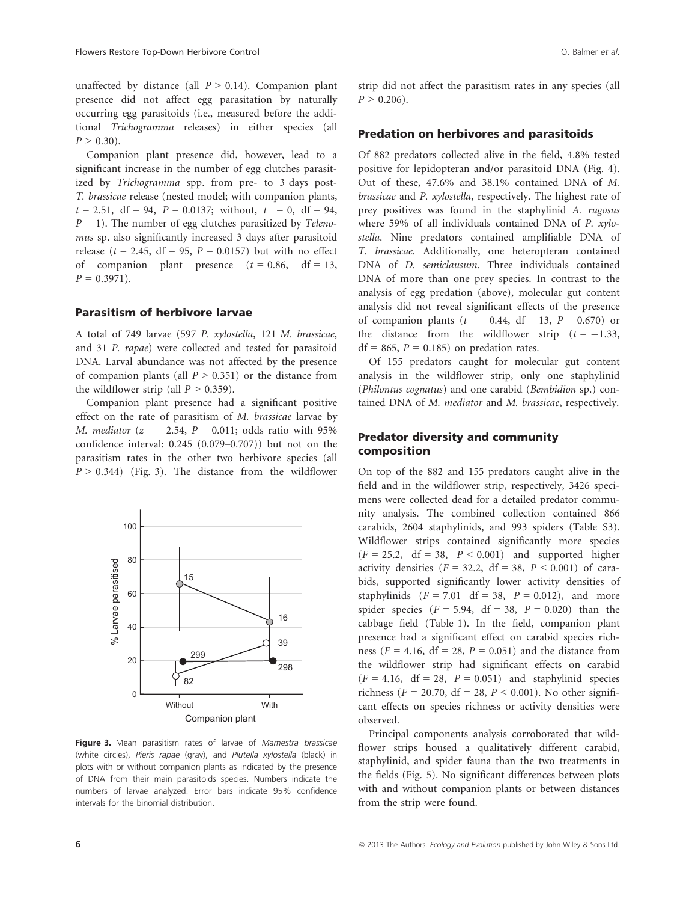unaffected by distance (all $P > 0.14$). Companion plant presence did not affect egg parasitation by naturally occurring egg parasitoids (i.e., measured before the additional *Trichogramma* releases) in either species (all $P > 0.30$).

Companion plant presence did, however, lead to a significant increase in the number of egg clutches parasitized by *Trichogramma* spp. from pre- to 3 days post-*T. brassicae* release (nested model; with companion plants, $t = 2.51$, df = 94, $P = 0.0137$; without, $t = 0$, df = 94, $P = 1$). The number of egg clutches parasitized by *Telenomus* sp. also significantly increased 3 days after parasitoid release ($t = 2.45$, df = 95, $P = 0.0157$) but with no effect of companion plant presence ($t = 0.86$, df = 13, $P = 0.3971$).

### Parasitism of herbivore larvae

A total of 749 larvae (597 *P. xylostella*, 121 *M. brassicae*, and 31 *P. rapae*) were collected and tested for parasitoid DNA. Larval abundance was not affected by the presence of companion plants (all $P > 0.351$) or the distance from the wildflower strip (all $P > 0.359$).

Companion plant presence had a significant positive effect on the rate of parasitism of *M. brassicae* larvae by *M. mediator* ($z = -2.54$, $P = 0.011$; odds ratio with 95% confidence interval: 0.245 (0.079–0.707)) but not on the parasitism rates in the other two herbivore species (all $P > 0.344$) (Fig. 3). The distance from the wildflower strip did not affect the parasitism rates in any species (all $P > 0.206$).

**Figure 3.** Mean parasitism rates of larvae of *Mamestra brassicae* (white circles), *Pieris rapae* (gray), and *Plutella xylostella* (black) in plots with or without companion plants as indicated by the presence of DNA from their main parasitoids species. Numbers indicate the numbers of larvae analyzed. Error bars indicate 95% confidence intervals for the binomial distribution.

### Predation on herbivores and parasitoids

Of 882 predators collected alive in the field, 4.8% tested positive for lepidopteran and/or parasitoid DNA (Fig. 4). Out of these, 47.6% and 38.1% contained DNA of *M. brassicae* and *P. xylostella*, respectively. The highest rate of prey positives was found in the staphylinid *A. rugosus* where 59% of all individuals contained DNA of *P. xylostella*. Nine predators contained amplifiable DNA of *T. brassicae*. Additionally, one heteropteran contained DNA of *D. semiclausum*. Three individuals contained DNA of more than one prey species. In contrast to the analysis of egg predation (above), molecular gut content analysis did not reveal significant effects of the presence of companion plants ($t = -0.44$, df = 13, $P = 0.670$) or the distance from the wildflower strip ($t = -1.33$, df = 865, $P = 0.185$) on predation rates.

Of 155 predators caught for molecular gut content analysis in the wildflower strip, only one staphylinid (*Philontus cognatus*) and one carabid (*Bembidion* sp.) contained DNA of *M. mediator* and *M. brassicae*, respectively.

### Predator diversity and community composition

On top of the 882 and 155 predators caught alive in the field and in the wildflower strip, respectively, 3426 specimens were collected dead for a detailed predator community analysis. The combined collection contained 866 carabids, 2604 staphylinids, and 993 spiders (Table S3). Wildflower strips contained significantly more species ($F = 25.2$, df = 38, $P < 0.001$) and supported higher activity densities ($F = 32.2$, df = 38, $P < 0.001$) of carabids, supported significantly lower activity densities of staphylinids ($F = 7.01$ df = 38, $P = 0.012$), and more spider species ($F = 5.94$, df = 38, $P = 0.020$) than the cabbage field (Table 1). In the field, companion plant presence had a significant effect on carabid species richness ($F = 4.16$, df = 28, $P = 0.051$) and the distance from the wildflower strip had significant effects on carabid ($F = 4.16$, df = 28, $P = 0.051$) and staphylinid species richness ($F = 20.70$, df = 28, $P < 0.001$). No other significant effects on species richness or activity densities were observed.

Principal components analysis corroborated that wildflower strips housed a qualitatively different carabid, staphylinid, and spider fauna than the two treatments in the fields (Fig. 5). No significant differences between plots with and without companion plants or between distances from the strip were found.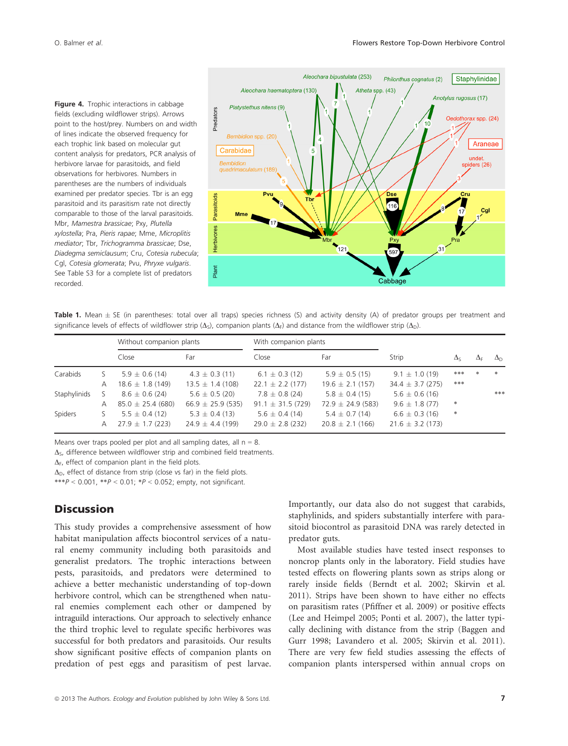**Figure 4.** Trophic interactions in cabbage fields (excluding wildflower strips). Arrows point to the host/prey. Numbers on and width of lines indicate the observed frequency for each trophic link based on molecular gut content analysis for predators, PCR analysis of herbivore larvae for parasitoids, and field observations for herbivores. Numbers in parentheses are the numbers of individuals examined per predator species. Tbr is an egg parasitoid and its parasitism rate not directly comparable to those of the larval parasitoids. Mbr, *Mamestra brassicae*; Pxy, *Plutella xylostella*; Pra, *Pieris rapae*; Mme, *Microplitis mediator*; Tbr, *Trichogramma brassicae*; Dse, *Diadegma semiclausum*; Cru, *Cotesia rubecula*; Cgl, *Cotesia glomerata*; Pvu, *Phryxe vulgaris*. See Table S3 for a complete list of predators recorded.

**Table 1.** Mean ± SE (in parentheses: total over all traps) species richness (S) and activity density (A) of predator groups per treatment and significance levels of effects of wildflower strip ($\Delta_S$), companion plants ($\Delta_F$) and distance from the wildflower strip ($\Delta_D$).

| | | Without companion plants | | With companion plants | | | | | |
|---|---|---|---|---|---|---|---|---|---|
| | | Close | Far | Close | Far | Strip | $\Delta_S$ | $\Delta_F$ | $\Delta_D$ |
| Carabids | S | 5.9 ± 0.6 (14) | 4.3 ± 0.3 (11) | 6.1 ± 0.3 (12) | 5.9 ± 0.5 (15) | 9.1 ± 1.0 (19) | *** | * | * |
| | A | 18.6 ± 1.8 (149) | 13.5 ± 1.4 (108) | 22.1 ± 2.2 (177) | 19.6 ± 2.1 (157) | 34.4 ± 3.7 (275) | *** | | |
| Staphylinids | S | 8.6 ± 0.6 (24) | 5.6 ± 0.5 (20) | 7.8 ± 0.8 (24) | 5.8 ± 0.4 (15) | 5.6 ± 0.6 (16) | | | *** |
| | A | 85.0 ± 25.4 (680) | 66.9 ± 25.9 (535) | 91.1 ± 31.5 (729) | 72.9 ± 24.9 (583) | 9.6 ± 1.8 (77) | * | | |
| Spiders | S | 5.5 ± 0.4 (12) | 5.3 ± 0.4 (13) | 5.6 ± 0.4 (14) | 5.4 ± 0.7 (14) | 6.6 ± 0.3 (16) | * | | |
| | A | 27.9 ± 1.7 (223) | 24.9 ± 4.4 (199) | 29.0 ± 2.8 (232) | 20.8 ± 2.1 (166) | 21.6 ± 3.2 (173) | | | |

Means over traps pooled per plot and all sampling dates, all n = 8.
$\Delta_S$, difference between wildflower strip and combined field treatments.
$\Delta_F$, effect of companion plant in the field plots.
$\Delta_D$, effect of distance from strip (close vs far) in the field plots.
***$P < 0.001$, **$P < 0.01$; *$P < 0.052$; empty, not significant.

## Discussion

This study provides a comprehensive assessment of how habitat manipulation affects biocontrol services of a natural enemy community including both parasitoids and generalist predators. The trophic interactions between pests, parasitoids, and predators were determined to achieve a better mechanistic understanding of top-down herbivore control, which can be strengthened when natural enemies complement each other or dampened by intraguild interactions. Our approach to selectively enhance the third trophic level to regulate specific herbivores was successful for both predators and parasitoids. Our results show significant positive effects of companion plants on predation of pest eggs and parasitism of pest larvae. Importantly, our data also do not suggest that carabids, staphylinids, and spiders substantially interfere with parasitoid biocontrol as parasitoid DNA was rarely detected in predator guts.

Most available studies have tested insect responses to noncrop plants only in the laboratory. Field studies have tested effects on flowering plants sown as strips along or rarely inside fields (Berndt et al. 2002; Skirvin et al. 2011). Strips have been shown to have either no effects on parasitism rates (Pfiffner et al. 2009) or positive effects (Lee and Heimpel 2005; Ponti et al. 2007), the latter typically declining with distance from the strip (Baggen and Gurr 1998; Lavandero et al. 2005; Skirvin et al. 2011). There are very few field studies assessing the effects of companion plants interspersed within annual crops on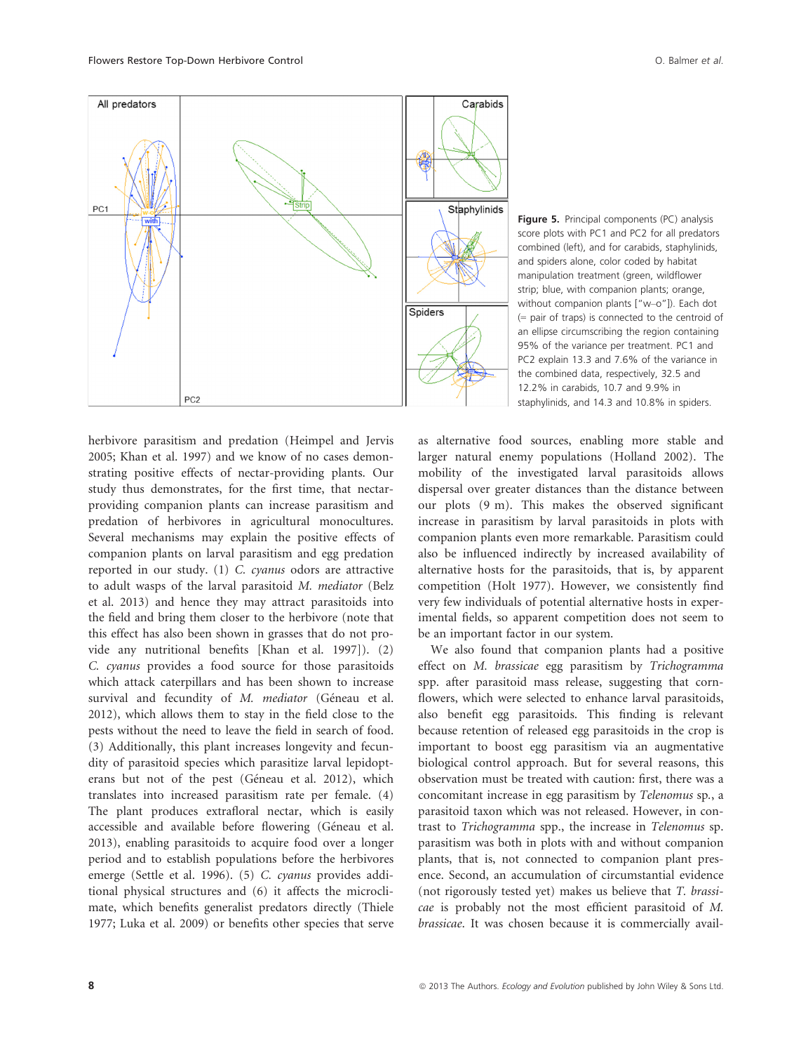**Figure 5.** Principal components (PC) analysis score plots with PC1 and PC2 for all predators combined (left), and for carabids, staphylinids, and spiders alone, color coded by habitat manipulation treatment (green, wildflower strip; blue, with companion plants; orange, without companion plants ["w–o"]). Each dot (= pair of traps) is connected to the centroid of an ellipse circumscribing the region containing 95% of the variance per treatment. PC1 and PC2 explain 13.3 and 7.6% of the variance in the combined data, respectively, 32.5 and 12.2% in carabids, 10.7 and 9.9% in staphylinids, and 14.3 and 10.8% in spiders.

herbivore parasitism and predation (Heimpel and Jervis 2005; Khan et al. 1997) and we know of no cases demonstrating positive effects of nectar-providing plants. Our study thus demonstrates, for the first time, that nectar-providing companion plants can increase parasitism and predation of herbivores in agricultural monocultures. Several mechanisms may explain the positive effects of companion plants on larval parasitism and egg predation reported in our study. (1) *C. cyanus* odors are attractive to adult wasps of the larval parasitoid *M. mediator* (Belz et al. 2013) and hence they may attract parasitoids into the field and bring them closer to the herbivore (note that this effect has also been shown in grasses that do not provide any nutritional benefits [Khan et al. 1997]). (2) *C. cyanus* provides a food source for those parasitoids which attack caterpillars and has been shown to increase survival and fecundity of *M. mediator* (Géneau et al. 2012), which allows them to stay in the field close to the pests without the need to leave the field in search of food. (3) Additionally, this plant increases longevity and fecundity of parasitoid species which parasitize larval lepidopterans but not of the pest (Géneau et al. 2012), which translates into increased parasitism rate per female. (4) The plant produces extrafloral nectar, which is easily accessible and available before flowering (Géneau et al. 2013), enabling parasitoids to acquire food over a longer period and to establish populations before the herbivores emerge (Settle et al. 1996). (5) *C. cyanus* provides additional physical structures and (6) it affects the microclimate, which benefits generalist predators directly (Thiele 1977; Luka et al. 2009) or benefits other species that serve as alternative food sources, enabling more stable and larger natural enemy populations (Holland 2002). The mobility of the investigated larval parasitoids allows dispersal over greater distances than the distance between our plots (9 m). This makes the observed significant increase in parasitism by larval parasitoids in plots with companion plants even more remarkable. Parasitism could also be influenced indirectly by increased availability of alternative hosts for the parasitoids, that is, by apparent competition (Holt 1977). However, we consistently find very few individuals of potential alternative hosts in experimental fields, so apparent competition does not seem to be an important factor in our system.

We also found that companion plants had a positive effect on *M. brassicae* egg parasitism by *Trichogramma* spp. after parasitoid mass release, suggesting that cornflowers, which were selected to enhance larval parasitoids, also benefit egg parasitoids. This finding is relevant because retention of released egg parasitoids in the crop is important to boost egg parasitism via an augmentative biological control approach. But for several reasons, this observation must be treated with caution: first, there was a concomitant increase in egg parasitism by *Telenomus* sp., a parasitoid taxon which was not released. However, in contrast to *Trichogramma* spp., the increase in *Telenomus* sp. parasitism was both in plots with and without companion plants, that is, not connected to companion plant presence. Second, an accumulation of circumstantial evidence (not rigorously tested yet) makes us believe that *T. brassicae* is probably not the most efficient parasitoid of *M. brassicae*. It was chosen because it is commercially avail-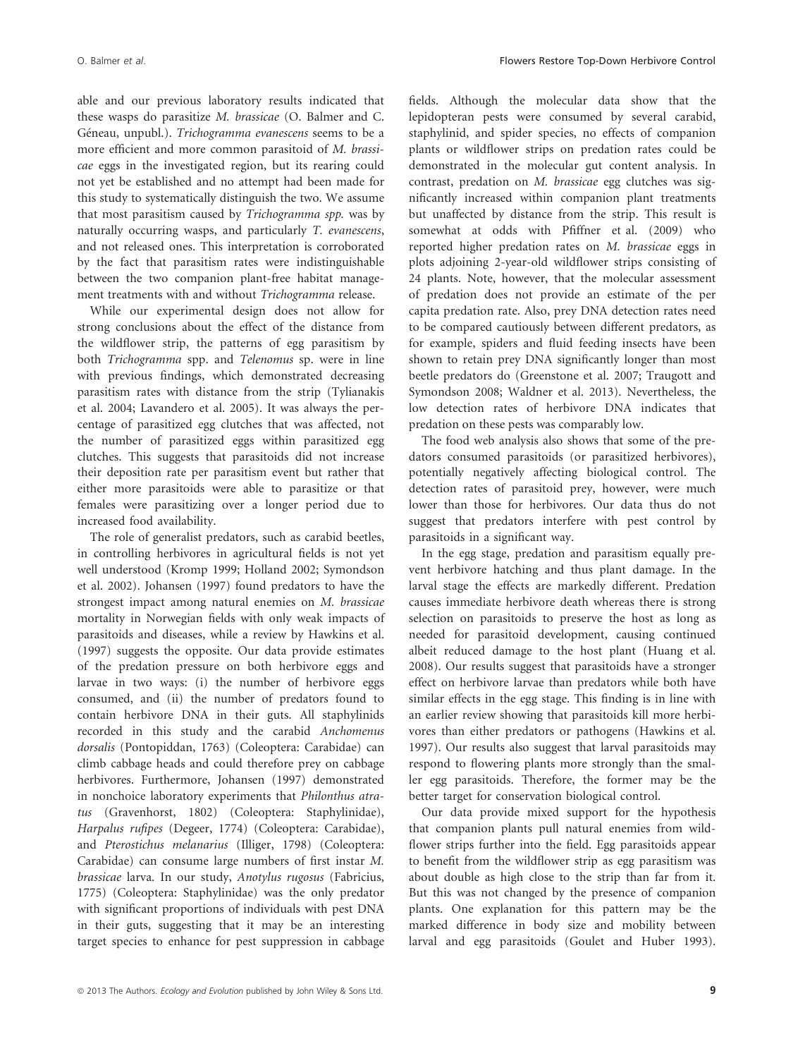able and our previous laboratory results indicated that these wasps do parasitize *M. brassicae* (O. Balmer and C. Géneau, unpubl.). *Trichogramma evanescens* seems to be a more efficient and more common parasitoid of *M. brassicae* eggs in the investigated region, but its rearing could not yet be established and no attempt had been made for this study to systematically distinguish the two. We assume that most parasitism caused by *Trichogramma spp.* was by naturally occurring wasps, and particularly *T. evanescens*, and not released ones. This interpretation is corroborated by the fact that parasitism rates were indistinguishable between the two companion plant-free habitat management treatments with and without *Trichogramma* release.

While our experimental design does not allow for strong conclusions about the effect of the distance from the wildflower strip, the patterns of egg parasitism by both *Trichogramma* spp. and *Telenomus* sp. were in line with previous findings, which demonstrated decreasing parasitism rates with distance from the strip (Tylianakis et al. 2004; Lavandero et al. 2005). It was always the percentage of parasitized egg clutches that was affected, not the number of parasitized eggs within parasitized egg clutches. This suggests that parasitoids did not increase their deposition rate per parasitism event but rather that either more parasitoids were able to parasitize or that females were parasitizing over a longer period due to increased food availability.

The role of generalist predators, such as carabid beetles, in controlling herbivores in agricultural fields is not yet well understood (Kromp 1999; Holland 2002; Symondson et al. 2002). Johansen (1997) found predators to have the strongest impact among natural enemies on *M. brassicae* mortality in Norwegian fields with only weak impacts of parasitoids and diseases, while a review by Hawkins et al. (1997) suggests the opposite. Our data provide estimates of the predation pressure on both herbivore eggs and larvae in two ways: (i) the number of herbivore eggs consumed, and (ii) the number of predators found to contain herbivore DNA in their guts. All staphylinids recorded in this study and the carabid *Anchomenus dorsalis* (Pontopiddan, 1763) (Coleoptera: Carabidae) can climb cabbage heads and could therefore prey on cabbage herbivores. Furthermore, Johansen (1997) demonstrated in nonchoice laboratory experiments that *Philonthus atratus* (Gravenhorst, 1802) (Coleoptera: Staphylinidae), *Harpalus rufipes* (Degeer, 1774) (Coleoptera: Carabidae), and *Pterostichus melanarius* (Illiger, 1798) (Coleoptera: Carabidae) can consume large numbers of first instar *M. brassicae* larva. In our study, *Anotylus rugosus* (Fabricius, 1775) (Coleoptera: Staphylinidae) was the only predator with significant proportions of individuals with pest DNA in their guts, suggesting that it may be an interesting target species to enhance for pest suppression in cabbage fields. Although the molecular data show that the lepidopteran pests were consumed by several carabid, staphylinid, and spider species, no effects of companion plants or wildflower strips on predation rates could be demonstrated in the molecular gut content analysis. In contrast, predation on *M. brassicae* egg clutches was significantly increased within companion plant treatments but unaffected by distance from the strip. This result is somewhat at odds with Pfiffner et al. (2009) who reported higher predation rates on *M. brassicae* eggs in plots adjoining 2-year-old wildflower strips consisting of 24 plants. Note, however, that the molecular assessment of predation does not provide an estimate of the per capita predation rate. Also, prey DNA detection rates need to be compared cautiously between different predators, as for example, spiders and fluid feeding insects have been shown to retain prey DNA significantly longer than most beetle predators do (Greenstone et al. 2007; Traugott and Symondson 2008; Waldner et al. 2013). Nevertheless, the low detection rates of herbivore DNA indicates that predation on these pests was comparably low.

The food web analysis also shows that some of the predators consumed parasitoids (or parasitized herbivores), potentially negatively affecting biological control. The detection rates of parasitoid prey, however, were much lower than those for herbivores. Our data thus do not suggest that predators interfere with pest control by parasitoids in a significant way.

In the egg stage, predation and parasitism equally prevent herbivore hatching and thus plant damage. In the larval stage the effects are markedly different. Predation causes immediate herbivore death whereas there is strong selection on parasitoids to preserve the host as long as needed for parasitoid development, causing continued albeit reduced damage to the host plant (Huang et al. 2008). Our results suggest that parasitoids have a stronger effect on herbivore larvae than predators while both have similar effects in the egg stage. This finding is in line with an earlier review showing that parasitoids kill more herbivores than either predators or pathogens (Hawkins et al. 1997). Our results also suggest that larval parasitoids may respond to flowering plants more strongly than the smaller egg parasitoids. Therefore, the former may be the better target for conservation biological control.

Our data provide mixed support for the hypothesis that companion plants pull natural enemies from wildflower strips further into the field. Egg parasitoids appear to benefit from the wildflower strip as egg parasitism was about double as high close to the strip than far from it. But this was not changed by the presence of companion plants. One explanation for this pattern may be the marked difference in body size and mobility between larval and egg parasitoids (Goulet and Huber 1993).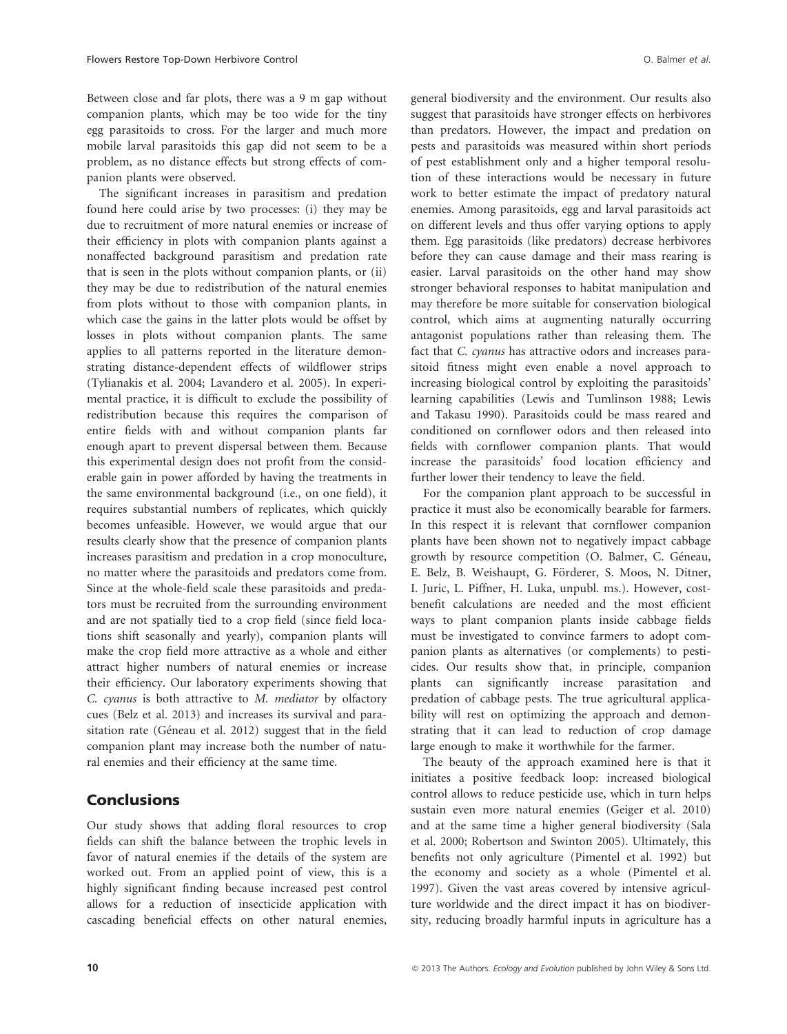Between close and far plots, there was a 9 m gap without companion plants, which may be too wide for the tiny egg parasitoids to cross. For the larger and much more mobile larval parasitoids this gap did not seem to be a problem, as no distance effects but strong effects of companion plants were observed.

The significant increases in parasitism and predation found here could arise by two processes: (i) they may be due to recruitment of more natural enemies or increase of their efficiency in plots with companion plants against a nonaffected background parasitism and predation rate that is seen in the plots without companion plants, or (ii) they may be due to redistribution of the natural enemies from plots without to those with companion plants, in which case the gains in the latter plots would be offset by losses in plots without companion plants. The same applies to all patterns reported in the literature demonstrating distance-dependent effects of wildflower strips (Tylianakis et al. 2004; Lavandero et al. 2005). In experimental practice, it is difficult to exclude the possibility of redistribution because this requires the comparison of entire fields with and without companion plants far enough apart to prevent dispersal between them. Because this experimental design does not profit from the considerable gain in power afforded by having the treatments in the same environmental background (i.e., on one field), it requires substantial numbers of replicates, which quickly becomes unfeasible. However, we would argue that our results clearly show that the presence of companion plants increases parasitism and predation in a crop monoculture, no matter where the parasitoids and predators come from. Since at the whole-field scale these parasitoids and predators must be recruited from the surrounding environment and are not spatially tied to a crop field (since field locations shift seasonally and yearly), companion plants will make the crop field more attractive as a whole and either attract higher numbers of natural enemies or increase their efficiency. Our laboratory experiments showing that *C. cyanus* is both attractive to *M. mediator* by olfactory cues (Belz et al. 2013) and increases its survival and parasitation rate (Géneau et al. 2012) suggest that in the field companion plant may increase both the number of natural enemies and their efficiency at the same time.

## Conclusions

Our study shows that adding floral resources to crop fields can shift the balance between the trophic levels in favor of natural enemies if the details of the system are worked out. From an applied point of view, this is a highly significant finding because increased pest control allows for a reduction of insecticide application with cascading beneficial effects on other natural enemies, general biodiversity and the environment. Our results also suggest that parasitoids have stronger effects on herbivores than predators. However, the impact and predation on pests and parasitoids was measured within short periods of pest establishment only and a higher temporal resolution of these interactions would be necessary in future work to better estimate the impact of predatory natural enemies. Among parasitoids, egg and larval parasitoids act on different levels and thus offer varying options to apply them. Egg parasitoids (like predators) decrease herbivores before they can cause damage and their mass rearing is easier. Larval parasitoids on the other hand may show stronger behavioral responses to habitat manipulation and may therefore be more suitable for conservation biological control, which aims at augmenting naturally occurring antagonist populations rather than releasing them. The fact that *C. cyanus* has attractive odors and increases parasitoid fitness might even enable a novel approach to increasing biological control by exploiting the parasitoids' learning capabilities (Lewis and Tumlinson 1988; Lewis and Takasu 1990). Parasitoids could be mass reared and conditioned on cornflower odors and then released into fields with cornflower companion plants. That would increase the parasitoids' food location efficiency and further lower their tendency to leave the field.

For the companion plant approach to be successful in practice it must also be economically bearable for farmers. In this respect it is relevant that cornflower companion plants have been shown not to negatively impact cabbage growth by resource competition (O. Balmer, C. Géneau, E. Belz, B. Weishaupt, G. Förderer, S. Moos, N. Ditner, I. Juric, L. Piffner, H. Luka, unpubl. ms.). However, cost-benefit calculations are needed and the most efficient ways to plant companion plants inside cabbage fields must be investigated to convince farmers to adopt companion plants as alternatives (or complements) to pesticides. Our results show that, in principle, companion plants can significantly increase parasitation and predation of cabbage pests. The true agricultural applicability will rest on optimizing the approach and demonstrating that it can lead to reduction of crop damage large enough to make it worthwhile for the farmer.

The beauty of the approach examined here is that it initiates a positive feedback loop: increased biological control allows to reduce pesticide use, which in turn helps sustain even more natural enemies (Geiger et al. 2010) and at the same time a higher general biodiversity (Sala et al. 2000; Robertson and Swinton 2005). Ultimately, this benefits not only agriculture (Pimentel et al. 1992) but the economy and society as a whole (Pimentel et al. 1997). Given the vast areas covered by intensive agriculture worldwide and the direct impact it has on biodiversity, reducing broadly harmful inputs in agriculture has a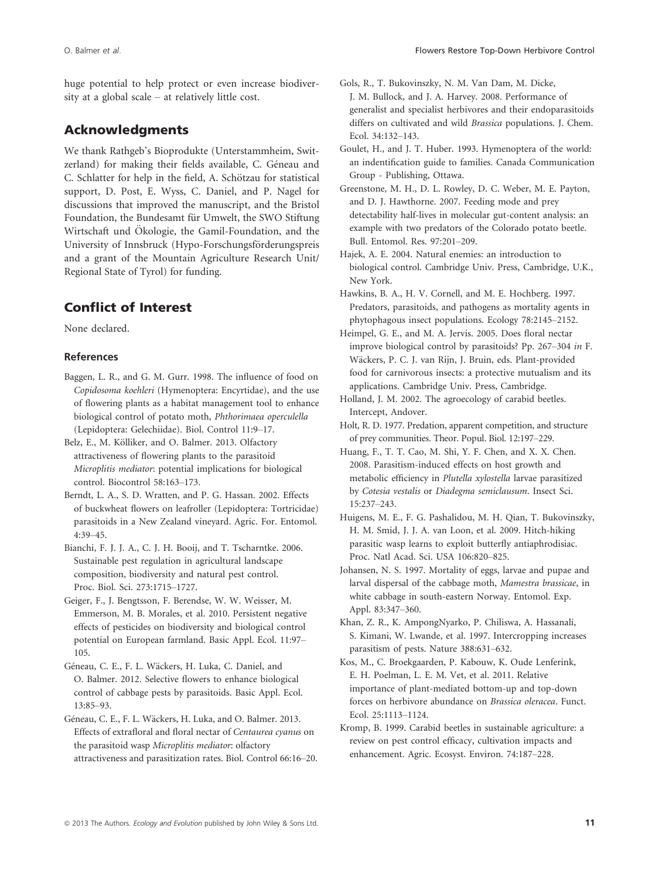huge potential to help protect or even increase biodiversity at a global scale – at relatively little cost.

## Acknowledgments

We thank Rathgeb's Bioprodukte (Unterstammheim, Switzerland) for making their fields available, C. Géneau and C. Schlatter for help in the field, A. Schötzau for statistical support, D. Post, E. Wyss, C. Daniel, and P. Nagel for discussions that improved the manuscript, and the Bristol Foundation, the Bundesamt für Umwelt, the SWO Stiftung Wirtschaft und Ökologie, the Gamil-Foundation, and the University of Innsbruck (Hypo-Forschungsförderungspreis and a grant of the Mountain Agriculture Research Unit/ Regional State of Tyrol) for funding.

## Conflict of Interest

None declared.

### References

Baggen, L. R., and G. M. Gurr. 1998. The influence of food on *Copidosoma koehleri* (Hymenoptera: Encyrtidae), and the use of flowering plants as a habitat management tool to enhance biological control of potato moth, *Phthorimaea operculella* (Lepidoptera: Gelechiidae). Biol. Control 11:9–17.

Belz, E., M. Kölliker, and O. Balmer. 2013. Olfactory attractiveness of flowering plants to the parasitoid *Microplitis mediator*: potential implications for biological control. Biocontrol 58:163–173.

Berndt, L. A., S. D. Wratten, and P. G. Hassan. 2002. Effects of buckwheat flowers on leafroller (Lepidoptera: Tortricidae) parasitoids in a New Zealand vineyard. Agric. For. Entomol. 4:39–45.

Bianchi, F. J. J. A., C. J. H. Booij, and T. Tscharntke. 2006. Sustainable pest regulation in agricultural landscape composition, biodiversity and natural pest control. Proc. Biol. Sci. 273:1715–1727.

Geiger, F., J. Bengtsson, F. Berendse, W. W. Weisser, M. Emmerson, M. B. Morales, et al. 2010. Persistent negative effects of pesticides on biodiversity and biological control potential on European farmland. Basic Appl. Ecol. 11:97–105.

Géneau, C. E., F. L. Wäckers, H. Luka, C. Daniel, and O. Balmer. 2012. Selective flowers to enhance biological control of cabbage pests by parasitoids. Basic Appl. Ecol. 13:85–93.

Géneau, C. E., F. L. Wäckers, H. Luka, and O. Balmer. 2013. Effects of extrafloral and floral nectar of *Centaurea cyanus* on the parasitoid wasp *Microplitis mediator*: olfactory attractiveness and parasitization rates. Biol. Control 66:16–20.

Gols, R., T. Bukovinszky, N. M. Van Dam, M. Dicke, J. M. Bullock, and J. A. Harvey. 2008. Performance of generalist and specialist herbivores and their endoparasitoids differs on cultivated and wild *Brassica* populations. J. Chem. Ecol. 34:132–143.

Goulet, H., and J. T. Huber. 1993. Hymenoptera of the world: an indentification guide to families. Canada Communication Group - Publishing, Ottawa.

Greenstone, M. H., D. L. Rowley, D. C. Weber, M. E. Payton, and D. J. Hawthorne. 2007. Feeding mode and prey detectability half-lives in molecular gut-content analysis: an example with two predators of the Colorado potato beetle. Bull. Entomol. Res. 97:201–209.

Hajek, A. E. 2004. Natural enemies: an introduction to biological control. Cambridge Univ. Press, Cambridge, U.K., New York.

Hawkins, B. A., H. V. Cornell, and M. E. Hochberg. 1997. Predators, parasitoids, and pathogens as mortality agents in phytophagous insect populations. Ecology 78:2145–2152.

Heimpel, G. E., and M. A. Jervis. 2005. Does floral nectar improve biological control by parasitoids? Pp. 267–304 *in* F. Wäckers, P. C. J. van Rijn, J. Bruin, eds. Plant-provided food for carnivorous insects: a protective mutualism and its applications. Cambridge Univ. Press, Cambridge.

Holland, J. M. 2002. The agroecology of carabid beetles. Intercept, Andover.

Holt, R. D. 1977. Predation, apparent competition, and structure of prey communities. Theor. Popul. Biol. 12:197–229.

Huang, F., T. T. Cao, M. Shi, Y. F. Chen, and X. X. Chen. 2008. Parasitism-induced effects on host growth and metabolic efficiency in *Plutella xylostella* larvae parasitized by *Cotesia vestalis* or *Diadegma semiclausum*. Insect Sci. 15:237–243.

Huigens, M. E., F. G. Pashalidou, M. H. Qian, T. Bukovinszky, H. M. Smid, J. J. A. van Loon, et al. 2009. Hitch-hiking parasitic wasp learns to exploit butterfly antiaphrodisiac. Proc. Natl Acad. Sci. USA 106:820–825.

Johansen, N. S. 1997. Mortality of eggs, larvae and pupae and larval dispersal of the cabbage moth, *Mamestra brassicae*, in white cabbage in south-eastern Norway. Entomol. Exp. Appl. 83:347–360.

Khan, Z. R., K. AmpongNyarko, P. Chiliswa, A. Hassanali, S. Kimani, W. Lwande, et al. 1997. Intercropping increases parasitism of pests. Nature 388:631–632.

Kos, M., C. Broekgaarden, P. Kabouw, K. Oude Lenferink, E. H. Poelman, L. E. M. Vet, et al. 2011. Relative importance of plant-mediated bottom-up and top-down forces on herbivore abundance on *Brassica oleracea*. Funct. Ecol. 25:1113–1124.

Kromp, B. 1999. Carabid beetles in sustainable agriculture: a review on pest control efficacy, cultivation impacts and enhancement. Agric. Ecosyst. Environ. 74:187–228.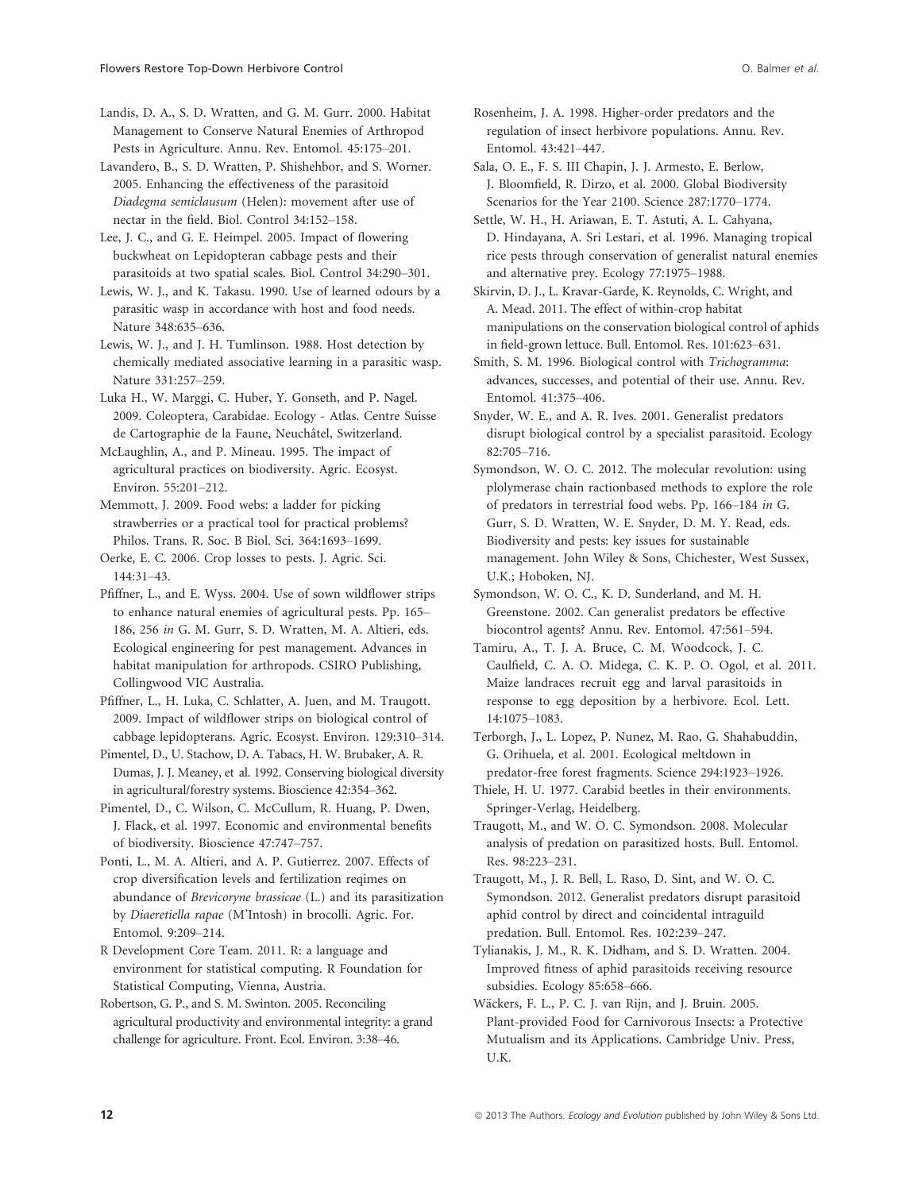Landis, D. A., S. D. Wratten, and G. M. Gurr. 2000. Habitat Management to Conserve Natural Enemies of Arthropod Pests in Agriculture. Annu. Rev. Entomol. 45:175–201.

Lavandero, B., S. D. Wratten, P. Shishehbor, and S. Worner. 2005. Enhancing the effectiveness of the parasitoid *Diadegma semiclausum* (Helen): movement after use of nectar in the field. Biol. Control 34:152–158.

Lee, J. C., and G. E. Heimpel. 2005. Impact of flowering buckwheat on Lepidopteran cabbage pests and their parasitoids at two spatial scales. Biol. Control 34:290–301.

Lewis, W. J., and K. Takasu. 1990. Use of learned odours by a parasitic wasp in accordance with host and food needs. Nature 348:635–636.

Lewis, W. J., and J. H. Tumlinson. 1988. Host detection by chemically mediated associative learning in a parasitic wasp. Nature 331:257–259.

Luka H., W. Marggi, C. Huber, Y. Gonseth, and P. Nagel. 2009. Coleoptera, Carabidae. Ecology - Atlas. Centre Suisse de Cartographie de la Faune, Neuchâtel, Switzerland.

McLaughlin, A., and P. Mineau. 1995. The impact of agricultural practices on biodiversity. Agric. Ecosyst. Environ. 55:201–212.

Memmott, J. 2009. Food webs: a ladder for picking strawberries or a practical tool for practical problems? Philos. Trans. R. Soc. B Biol. Sci. 364:1693–1699.

Oerke, E. C. 2006. Crop losses to pests. J. Agric. Sci. 144:31–43.

Pfiffner, L., and E. Wyss. 2004. Use of sown wildflower strips to enhance natural enemies of agricultural pests. Pp. 165–186, 256 *in* G. M. Gurr, S. D. Wratten, M. A. Altieri, eds. Ecological engineering for pest management. Advances in habitat manipulation for arthropods. CSIRO Publishing, Collingwood VIC Australia.

Pfiffner, L., H. Luka, C. Schlatter, A. Juen, and M. Traugott. 2009. Impact of wildflower strips on biological control of cabbage lepidopterans. Agric. Ecosyst. Environ. 129:310–314.

Pimentel, D., U. Stachow, D. A. Tabacs, H. W. Brubaker, A. R. Dumas, J. J. Meaney, et al. 1992. Conserving biological diversity in agricultural/forestry systems. Bioscience 42:354–362.

Pimentel, D., C. Wilson, C. McCullum, R. Huang, P. Dwen, J. Flack, et al. 1997. Economic and environmental benefits of biodiversity. Bioscience 47:747–757.

Ponti, L., M. A. Altieri, and A. P. Gutierrez. 2007. Effects of crop diversification levels and fertilization reqimes on abundance of *Brevicoryne brassicae* (L.) and its parasitization by *Diaeretiella rapae* (M'Intosh) in brocolli. Agric. For. Entomol. 9:209–214.

R Development Core Team. 2011. R: a language and environment for statistical computing. R Foundation for Statistical Computing, Vienna, Austria.

Robertson, G. P., and S. M. Swinton. 2005. Reconciling agricultural productivity and environmental integrity: a grand challenge for agriculture. Front. Ecol. Environ. 3:38–46.

Rosenheim, J. A. 1998. Higher-order predators and the regulation of insect herbivore populations. Annu. Rev. Entomol. 43:421–447.

Sala, O. E., F. S. III Chapin, J. J. Armesto, E. Berlow, J. Bloomfield, R. Dirzo, et al. 2000. Global Biodiversity Scenarios for the Year 2100. Science 287:1770–1774.

Settle, W. H., H. Ariawan, E. T. Astuti, A. L. Cahyana, D. Hindayana, A. Sri Lestari, et al. 1996. Managing tropical rice pests through conservation of generalist natural enemies and alternative prey. Ecology 77:1975–1988.

Skirvin, D. J., L. Kravar-Garde, K. Reynolds, C. Wright, and A. Mead. 2011. The effect of within-crop habitat manipulations on the conservation biological control of aphids in field-grown lettuce. Bull. Entomol. Res. 101:623–631.

Smith, S. M. 1996. Biological control with *Trichogramma*: advances, successes, and potential of their use. Annu. Rev. Entomol. 41:375–406.

Snyder, W. E., and A. R. Ives. 2001. Generalist predators disrupt biological control by a specialist parasitoid. Ecology 82:705–716.

Symondson, W. O. C. 2012. The molecular revolution: using plolymerase chain ractionbased methods to explore the role of predators in terrestrial food webs. Pp. 166–184 *in* G. Gurr, S. D. Wratten, W. E. Snyder, D. M. Y. Read, eds. Biodiversity and pests: key issues for sustainable management. John Wiley & Sons, Chichester, West Sussex, U.K.; Hoboken, NJ.

Symondson, W. O. C., K. D. Sunderland, and M. H. Greenstone. 2002. Can generalist predators be effective biocontrol agents? Annu. Rev. Entomol. 47:561–594.

Tamiru, A., T. J. A. Bruce, C. M. Woodcock, J. C. Caulfield, C. A. O. Midega, C. K. P. O. Ogol, et al. 2011. Maize landraces recruit egg and larval parasitoids in response to egg deposition by a herbivore. Ecol. Lett. 14:1075–1083.

Terborgh, J., L. Lopez, P. Nunez, M. Rao, G. Shahabuddin, G. Orihuela, et al. 2001. Ecological meltdown in predator-free forest fragments. Science 294:1923–1926.

Thiele, H. U. 1977. Carabid beetles in their environments. Springer-Verlag, Heidelberg.

Traugott, M., and W. O. C. Symondson. 2008. Molecular analysis of predation on parasitized hosts. Bull. Entomol. Res. 98:223–231.

Traugott, M., J. R. Bell, L. Raso, D. Sint, and W. O. C. Symondson. 2012. Generalist predators disrupt parasitoid aphid control by direct and coincidental intraguild predation. Bull. Entomol. Res. 102:239–247.

Tylianakis, J. M., R. K. Didham, and S. D. Wratten. 2004. Improved fitness of aphid parasitoids receiving resource subsidies. Ecology 85:658–666.

Wäckers, F. L., P. C. J. van Rijn, and J. Bruin. 2005. Plant-provided Food for Carnivorous Insects: a Protective Mutualism and its Applications. Cambridge Univ. Press, U.K.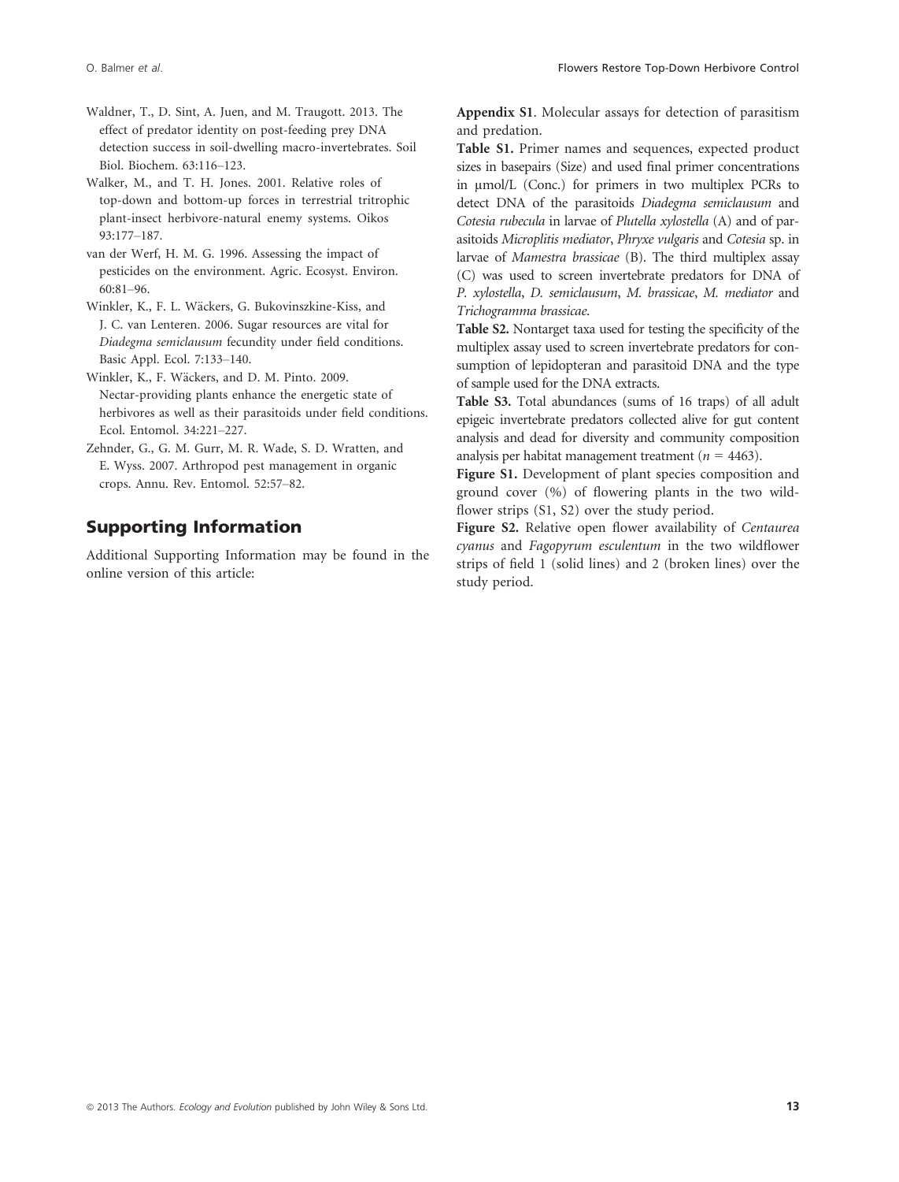Waldner, T., D. Sint, A. Juen, and M. Traugott. 2013. The effect of predator identity on post-feeding prey DNA detection success in soil-dwelling macro-invertebrates. Soil Biol. Biochem. 63:116–123.

Walker, M., and T. H. Jones. 2001. Relative roles of top-down and bottom-up forces in terrestrial tritrophic plant-insect herbivore-natural enemy systems. Oikos 93:177–187.

van der Werf, H. M. G. 1996. Assessing the impact of pesticides on the environment. Agric. Ecosyst. Environ. 60:81–96.

Winkler, K., F. L. Wäckers, G. Bukovinszkine-Kiss, and J. C. van Lenteren. 2006. Sugar resources are vital for *Diadegma semiclausum* fecundity under field conditions. Basic Appl. Ecol. 7:133–140.

Winkler, K., F. Wäckers, and D. M. Pinto. 2009. Nectar-providing plants enhance the energetic state of herbivores as well as their parasitoids under field conditions. Ecol. Entomol. 34:221–227.

Zehnder, G., G. M. Gurr, M. R. Wade, S. D. Wratten, and E. Wyss. 2007. Arthropod pest management in organic crops. Annu. Rev. Entomol. 52:57–82.

## Supporting Information

Additional Supporting Information may be found in the online version of this article:

**Appendix S1**. Molecular assays for detection of parasitism and predation.

**Table S1.** Primer names and sequences, expected product sizes in basepairs (Size) and used final primer concentrations in μmol/L (Conc.) for primers in two multiplex PCRs to detect DNA of the parasitoids *Diadegma semiclausum* and *Cotesia rubecula* in larvae of *Plutella xylostella* (A) and of parasitoids *Microplitis mediator*, *Phryxe vulgaris* and *Cotesia* sp. in larvae of *Mamestra brassicae* (B). The third multiplex assay (C) was used to screen invertebrate predators for DNA of *P. xylostella*, *D. semiclausum*, *M. brassicae*, *M. mediator* and *Trichogramma brassicae*.

**Table S2.** Nontarget taxa used for testing the specificity of the multiplex assay used to screen invertebrate predators for consumption of lepidopteran and parasitoid DNA and the type of sample used for the DNA extracts.

**Table S3.** Total abundances (sums of 16 traps) of all adult epigeic invertebrate predators collected alive for gut content analysis and dead for diversity and community composition analysis per habitat management treatment ($n$ = 4463).

**Figure S1.** Development of plant species composition and ground cover (%) of flowering plants in the two wildflower strips (S1, S2) over the study period.

**Figure S2.** Relative open flower availability of *Centaurea cyanus* and *Fagopyrum esculentum* in the two wildflower strips of field 1 (solid lines) and 2 (broken lines) over the study period.